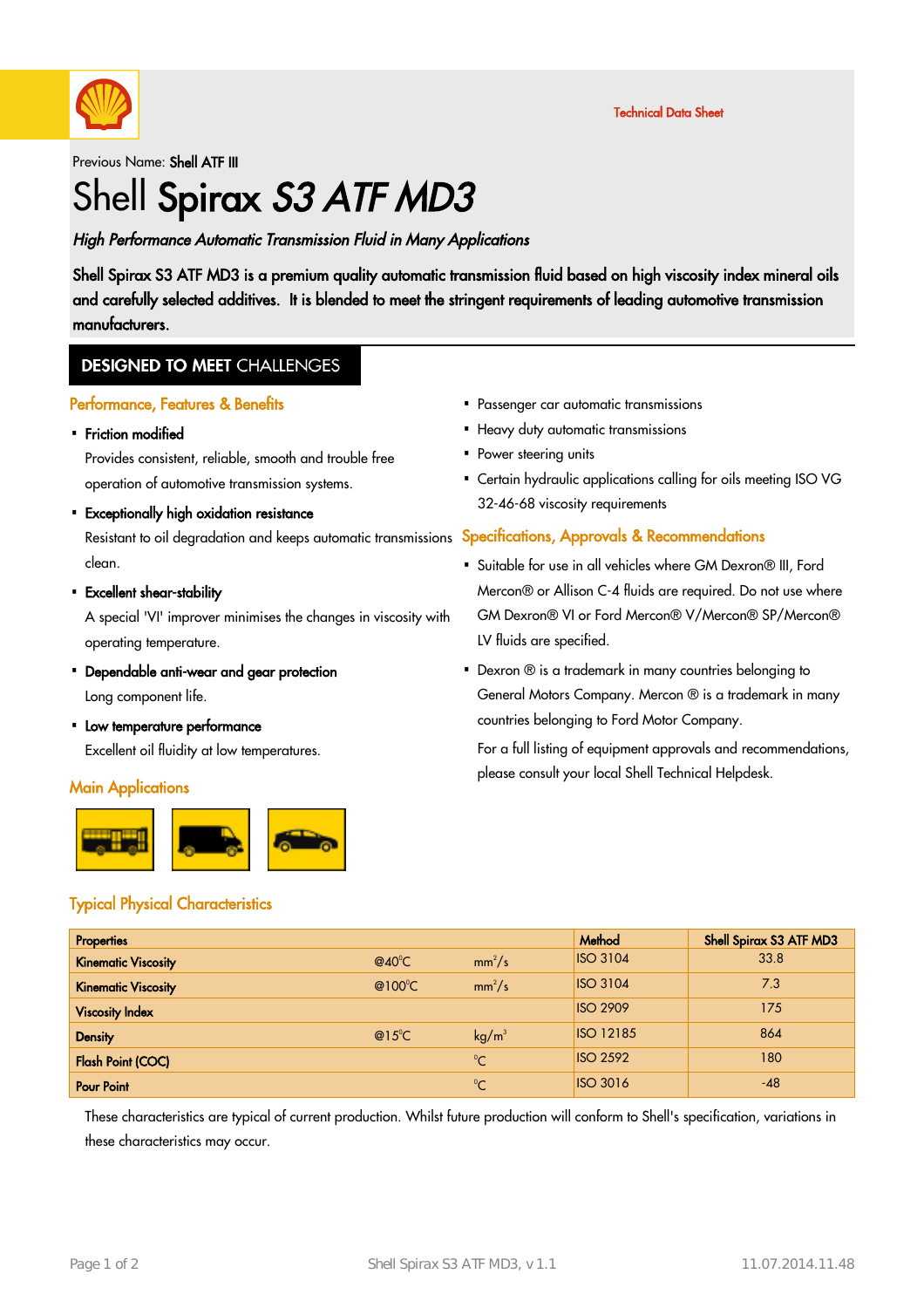Technical Data Sheet

Previous Name: **Shell ATF III**

# Shell **Spirax** ***S3 ATF MD3***

***High Performance Automatic Transmission Fluid in Many Applications***

**Shell Spirax S3 ATF MD3 is a premium quality automatic transmission fluid based on high viscosity index mineral oils and carefully selected additives. It is blended to meet the stringent requirements of leading automotive transmission manufacturers.**

## DESIGNED TO MEET CHALLENGES

### Performance, Features & Benefits

- **Friction modified**
  
  Provides consistent, reliable, smooth and trouble free operation of automotive transmission systems.

- **Exceptionally high oxidation resistance**
  
  Resistant to oil degradation and keeps automatic transmissions clean.

- **Excellent shear-stability**
  
  A special 'VI' improver minimises the changes in viscosity with operating temperature.

- **Dependable anti-wear and gear protection**
  
  Long component life.

- **Low temperature performance**
  
  Excellent oil fluidity at low temperatures.

### Main Applications

- Passenger car automatic transmissions
- Heavy duty automatic transmissions
- Power steering units
- Certain hydraulic applications calling for oils meeting ISO VG 32-46-68 viscosity requirements

### Specifications, Approvals & Recommendations

- Suitable for use in all vehicles where GM Dexron® III, Ford Mercon® or Allison C-4 fluids are required. Do not use where GM Dexron® VI or Ford Mercon® V/Mercon® SP/Mercon® LV fluids are specified.
- Dexron ® is a trademark in many countries belonging to General Motors Company. Mercon ® is a trademark in many countries belonging to Ford Motor Company.

For a full listing of equipment approvals and recommendations, please consult your local Shell Technical Helpdesk.

### Typical Physical Characteristics

| Properties | | | Method | Shell Spirax S3 ATF MD3 |
|---|---|---|---|---|
| Kinematic Viscosity | @40°C | $mm^2/s$ | ISO 3104 | 33.8 |
| Kinematic Viscosity | @100°C | $mm^2/s$ | ISO 3104 | 7.3 |
| Viscosity Index | | | ISO 2909 | 175 |
| Density | @15°C | $kg/m^3$ | ISO 12185 | 864 |
| Flash Point (COC) | | °C | ISO 2592 | 180 |
| Pour Point | | °C | ISO 3016 | -48 |

These characteristics are typical of current production. Whilst future production will conform to Shell's specification, variations in these characteristics may occur.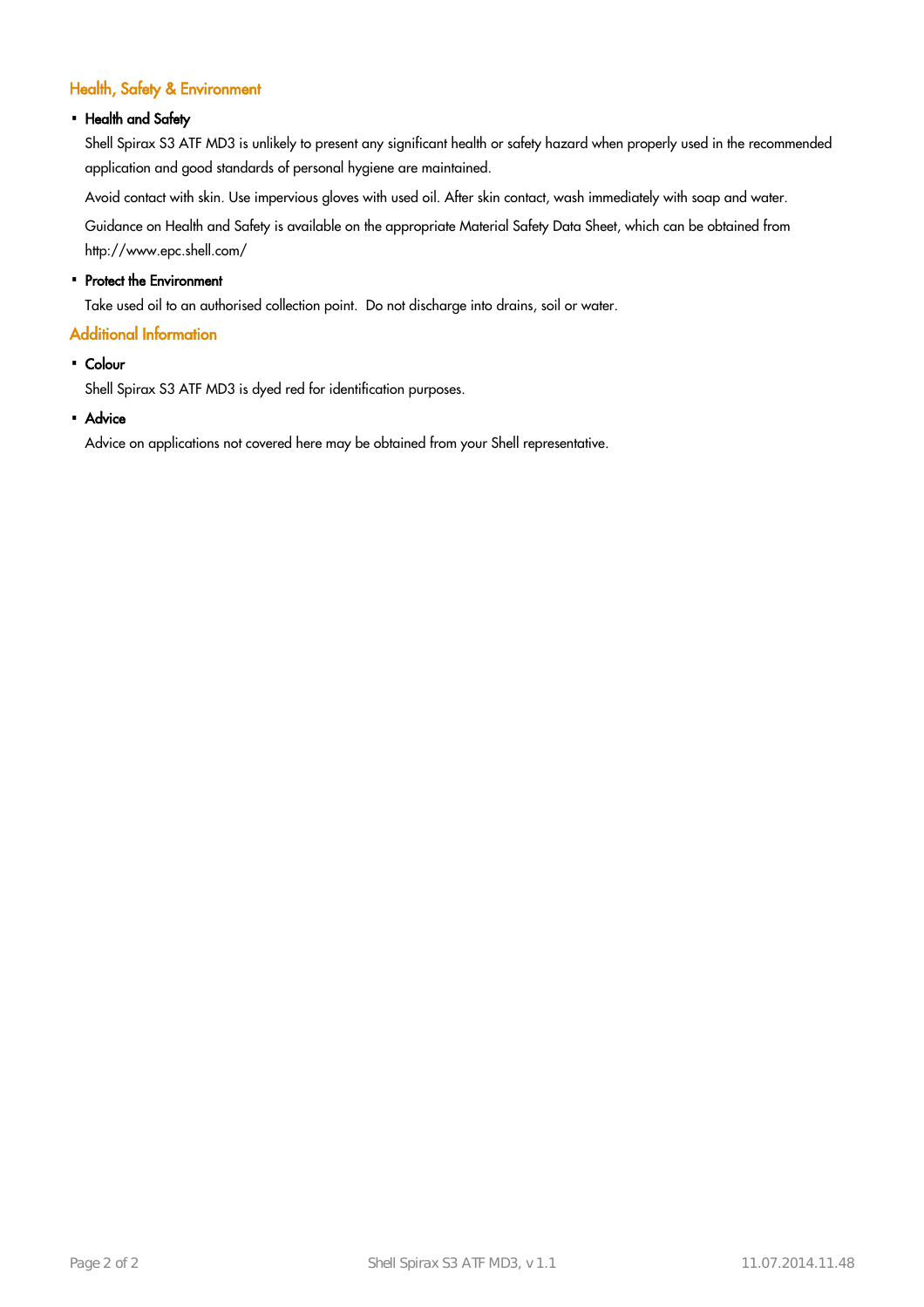## Health, Safety & Environment

- **Health and Safety**

  Shell Spirax S3 ATF MD3 is unlikely to present any significant health or safety hazard when properly used in the recommended application and good standards of personal hygiene are maintained.

  Avoid contact with skin. Use impervious gloves with used oil. After skin contact, wash immediately with soap and water.

  Guidance on Health and Safety is available on the appropriate Material Safety Data Sheet, which can be obtained from http://www.epc.shell.com/

- **Protect the Environment**

  Take used oil to an authorised collection point. Do not discharge into drains, soil or water.

## Additional Information

- **Colour**

  Shell Spirax S3 ATF MD3 is dyed red for identification purposes.

- **Advice**

  Advice on applications not covered here may be obtained from your Shell representative.